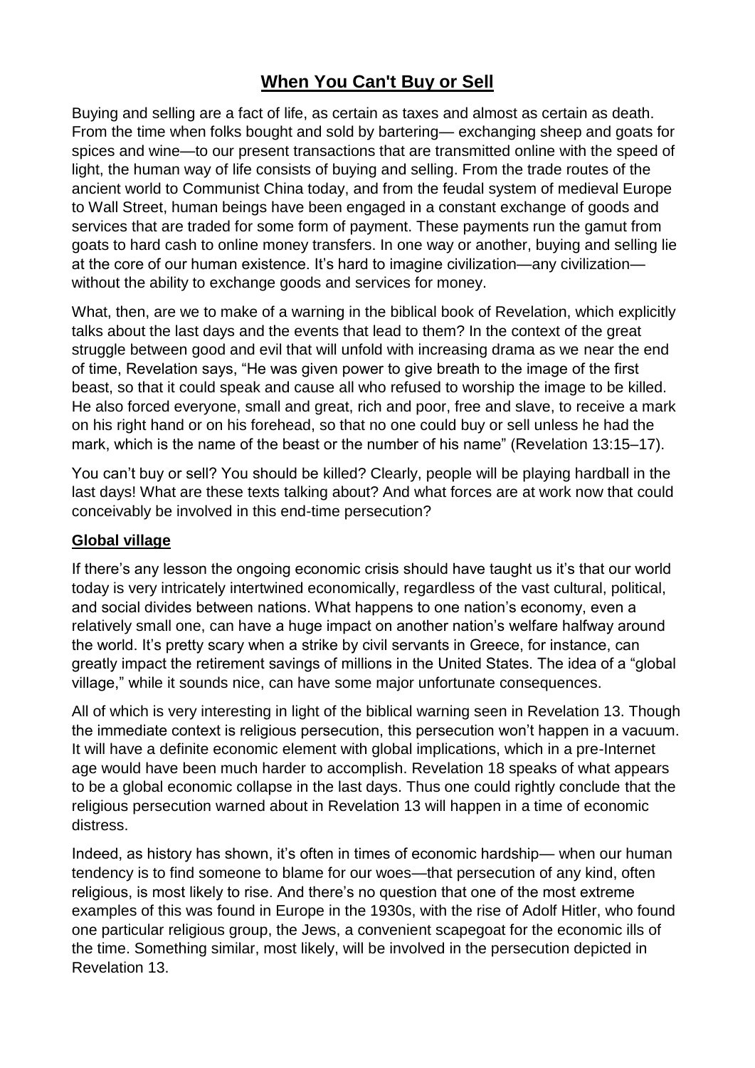# When You Can't Buy or Sell

Buying and selling are a fact of life, as certain as taxes and almost as certain as death. From the time when folks bought and sold by bartering— exchanging sheep and goats for spices and wine—to our present transactions that are transmitted online with the speed of light, the human way of life consists of buying and selling. From the trade routes of the ancient world to Communist China today, and from the feudal system of medieval Europe to Wall Street, human beings have been engaged in a constant exchange of goods and services that are traded for some form of payment. These payments run the gamut from goats to hard cash to online money transfers. In one way or another, buying and selling lie at the core of our human existence. It's hard to imagine civilization—any civilization—without the ability to exchange goods and services for money.

What, then, are we to make of a warning in the biblical book of Revelation, which explicitly talks about the last days and the events that lead to them? In the context of the great struggle between good and evil that will unfold with increasing drama as we near the end of time, Revelation says, "He was given power to give breath to the image of the first beast, so that it could speak and cause all who refused to worship the image to be killed. He also forced everyone, small and great, rich and poor, free and slave, to receive a mark on his right hand or on his forehead, so that no one could buy or sell unless he had the mark, which is the name of the beast or the number of his name" (Revelation 13:15–17).

You can't buy or sell? You should be killed? Clearly, people will be playing hardball in the last days! What are these texts talking about? And what forces are at work now that could conceivably be involved in this end-time persecution?

## Global village

If there's any lesson the ongoing economic crisis should have taught us it's that our world today is very intricately intertwined economically, regardless of the vast cultural, political, and social divides between nations. What happens to one nation's economy, even a relatively small one, can have a huge impact on another nation's welfare halfway around the world. It's pretty scary when a strike by civil servants in Greece, for instance, can greatly impact the retirement savings of millions in the United States. The idea of a "global village," while it sounds nice, can have some major unfortunate consequences.

All of which is very interesting in light of the biblical warning seen in Revelation 13. Though the immediate context is religious persecution, this persecution won't happen in a vacuum. It will have a definite economic element with global implications, which in a pre-Internet age would have been much harder to accomplish. Revelation 18 speaks of what appears to be a global economic collapse in the last days. Thus one could rightly conclude that the religious persecution warned about in Revelation 13 will happen in a time of economic distress.

Indeed, as history has shown, it's often in times of economic hardship— when our human tendency is to find someone to blame for our woes—that persecution of any kind, often religious, is most likely to rise. And there's no question that one of the most extreme examples of this was found in Europe in the 1930s, with the rise of Adolf Hitler, who found one particular religious group, the Jews, a convenient scapegoat for the economic ills of the time. Something similar, most likely, will be involved in the persecution depicted in Revelation 13.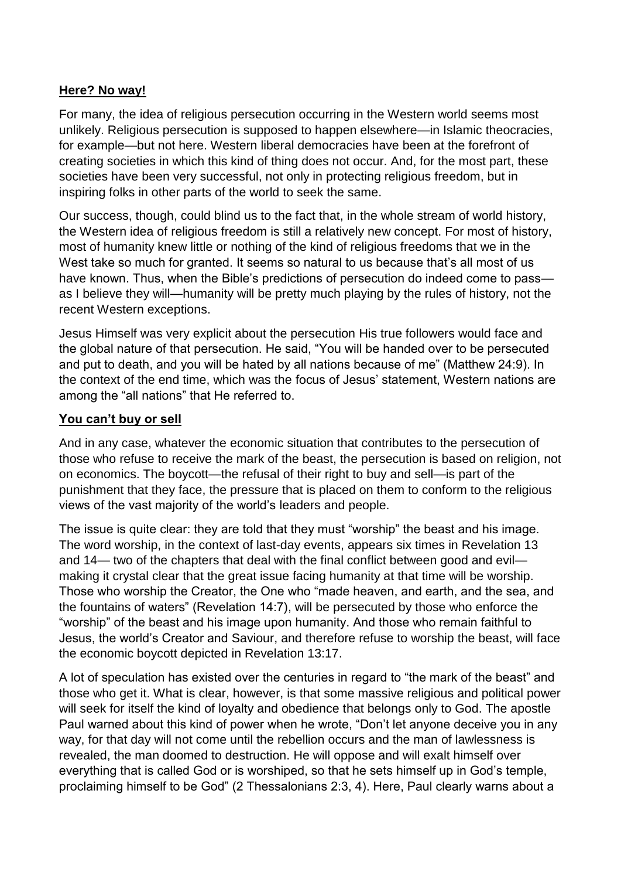**Here? No way!**

For many, the idea of religious persecution occurring in the Western world seems most unlikely. Religious persecution is supposed to happen elsewhere—in Islamic theocracies, for example—but not here. Western liberal democracies have been at the forefront of creating societies in which this kind of thing does not occur. And, for the most part, these societies have been very successful, not only in protecting religious freedom, but in inspiring folks in other parts of the world to seek the same.

Our success, though, could blind us to the fact that, in the whole stream of world history, the Western idea of religious freedom is still a relatively new concept. For most of history, most of humanity knew little or nothing of the kind of religious freedoms that we in the West take so much for granted. It seems so natural to us because that's all most of us have known. Thus, when the Bible's predictions of persecution do indeed come to pass—as I believe they will—humanity will be pretty much playing by the rules of history, not the recent Western exceptions.

Jesus Himself was very explicit about the persecution His true followers would face and the global nature of that persecution. He said, "You will be handed over to be persecuted and put to death, and you will be hated by all nations because of me" (Matthew 24:9). In the context of the end time, which was the focus of Jesus' statement, Western nations are among the "all nations" that He referred to.

**You can't buy or sell**

And in any case, whatever the economic situation that contributes to the persecution of those who refuse to receive the mark of the beast, the persecution is based on religion, not on economics. The boycott—the refusal of their right to buy and sell—is part of the punishment that they face, the pressure that is placed on them to conform to the religious views of the vast majority of the world's leaders and people.

The issue is quite clear: they are told that they must "worship" the beast and his image. The word worship, in the context of last-day events, appears six times in Revelation 13 and 14— two of the chapters that deal with the final conflict between good and evil—making it crystal clear that the great issue facing humanity at that time will be worship. Those who worship the Creator, the One who "made heaven, and earth, and the sea, and the fountains of waters" (Revelation 14:7), will be persecuted by those who enforce the "worship" of the beast and his image upon humanity. And those who remain faithful to Jesus, the world's Creator and Saviour, and therefore refuse to worship the beast, will face the economic boycott depicted in Revelation 13:17.

A lot of speculation has existed over the centuries in regard to "the mark of the beast" and those who get it. What is clear, however, is that some massive religious and political power will seek for itself the kind of loyalty and obedience that belongs only to God. The apostle Paul warned about this kind of power when he wrote, "Don't let anyone deceive you in any way, for that day will not come until the rebellion occurs and the man of lawlessness is revealed, the man doomed to destruction. He will oppose and will exalt himself over everything that is called God or is worshiped, so that he sets himself up in God's temple, proclaiming himself to be God" (2 Thessalonians 2:3, 4). Here, Paul clearly warns about a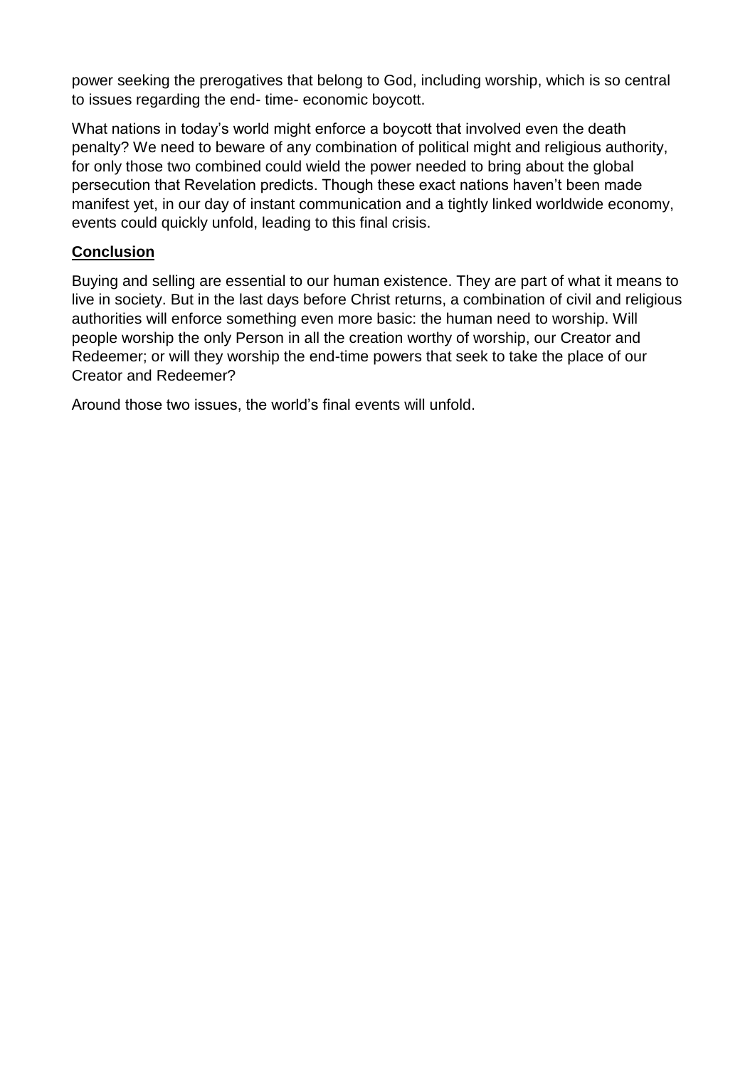power seeking the prerogatives that belong to God, including worship, which is so central to issues regarding the end- time- economic boycott.

What nations in today's world might enforce a boycott that involved even the death penalty? We need to beware of any combination of political might and religious authority, for only those two combined could wield the power needed to bring about the global persecution that Revelation predicts. Though these exact nations haven't been made manifest yet, in our day of instant communication and a tightly linked worldwide economy, events could quickly unfold, leading to this final crisis.

**Conclusion**

Buying and selling are essential to our human existence. They are part of what it means to live in society. But in the last days before Christ returns, a combination of civil and religious authorities will enforce something even more basic: the human need to worship. Will people worship the only Person in all the creation worthy of worship, our Creator and Redeemer; or will they worship the end-time powers that seek to take the place of our Creator and Redeemer?

Around those two issues, the world's final events will unfold.